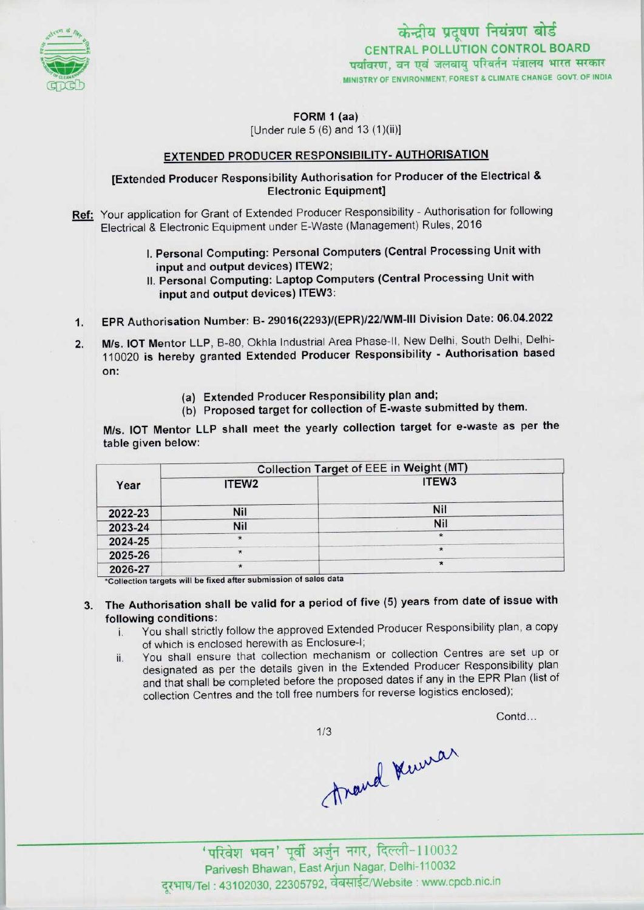केन्द्रीय प्रदूषण नियंत्रण बोर्ड
CENTRAL POLLUTION CONTROL BOARD
पर्यावरण, वन एवं जलवायु परिवर्तन मंत्रालय भारत सरकार
MINISTRY OF ENVIRONMENT, FOREST & CLIMATE CHANGE GOVT. OF INDIA

**FORM 1 (aa)**
[Under rule 5 (6) and 13 (1)(ii)]

## EXTENDED PRODUCER RESPONSIBILITY- AUTHORISATION

**[Extended Producer Responsibility Authorisation for Producer of the Electrical & Electronic Equipment]**

**Ref:** Your application for Grant of Extended Producer Responsibility - Authorisation for following Electrical & Electronic Equipment under E-Waste (Management) Rules, 2016

I. **Personal Computing: Personal Computers (Central Processing Unit with input and output devices) ITEW2;**
II. **Personal Computing: Laptop Computers (Central Processing Unit with input and output devices) ITEW3:**

1. **EPR Authorisation Number: B- 29016(2293)/(EPR)/22/WM-III Division Date: 06.04.2022**

2. **M/s. IOT Mentor LLP**, B-80, Okhla Industrial Area Phase-II, New Delhi, South Delhi, Delhi-110020 **is hereby granted Extended Producer Responsibility - Authorisation based on:**

   (a) **Extended Producer Responsibility plan and;**
   (b) **Proposed target for collection of E-waste submitted by them.**

**M/s. IOT Mentor LLP shall meet the yearly collection target for e-waste as per the table given below:**

| Year | Collection Target of EEE in Weight (MT) | |
|---|---|---|
| | ITEW2 | ITEW3 |
| 2022-23 | Nil | Nil |
| 2023-24 | Nil | Nil |
| 2024-25 | * | * |
| 2025-26 | * | * |
| 2026-27 | * | * |

*Collection targets will be fixed after submission of sales data

3. **The Authorisation shall be valid for a period of five (5) years from date of issue with following conditions:**
   i. You shall strictly follow the approved Extended Producer Responsibility plan, a copy of which is enclosed herewith as Enclosure-I;
   ii. You shall ensure that collection mechanism or collection Centres are set up or designated as per the details given in the Extended Producer Responsibility plan and that shall be completed before the proposed dates if any in the EPR Plan (list of collection Centres and the toll free numbers for reverse logistics enclosed);

Contd...

Anand Kumar

'परिवेश भवन' पूर्वी अर्जुन नगर, दिल्ली-110032
Parivesh Bhawan, East Arjun Nagar, Delhi-110032
दूरभाष/Tel : 43102030, 22305792, वेबसाईट/Website : www.cpcb.nic.in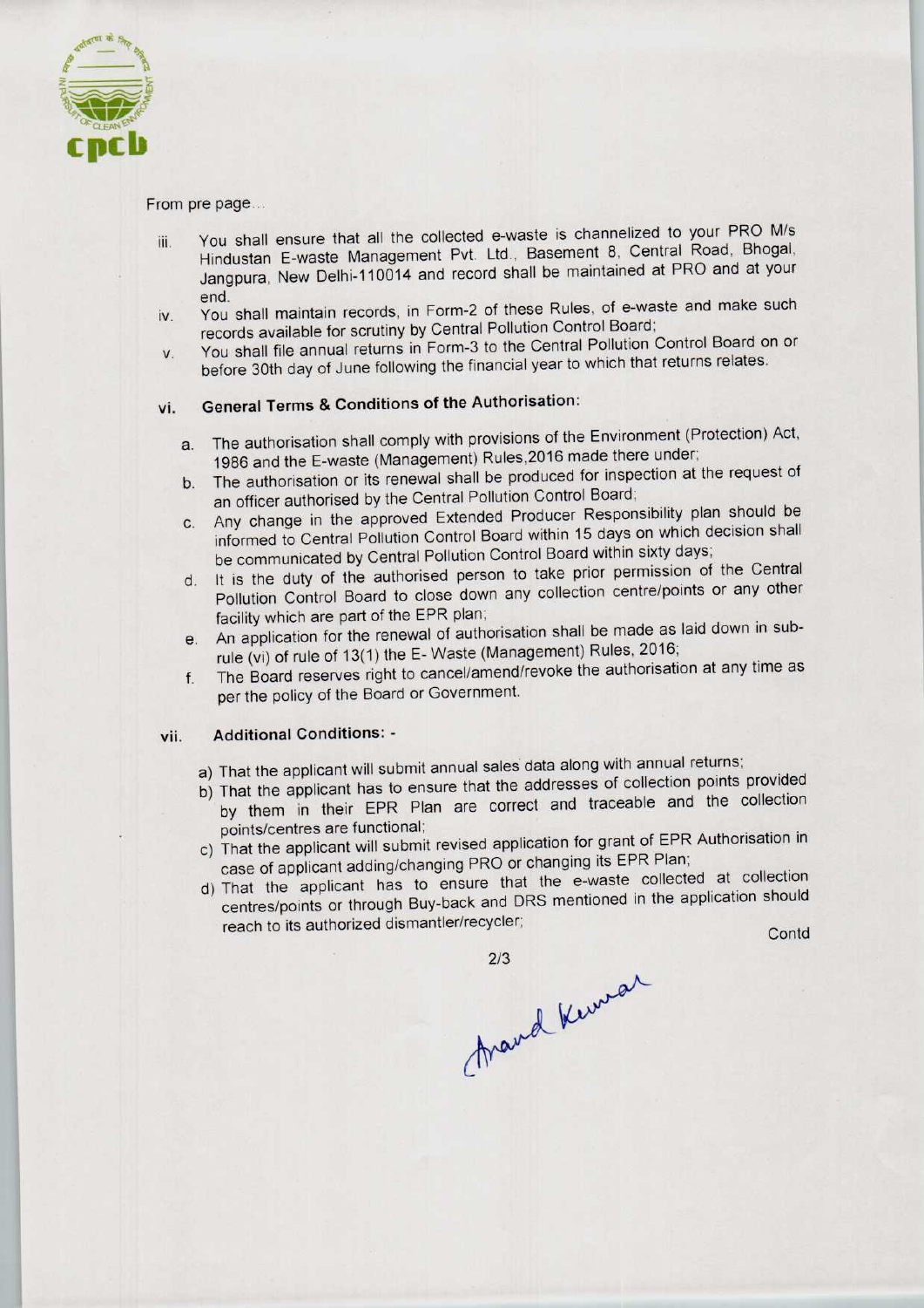From pre page...

iii. You shall ensure that all the collected e-waste is channelized to your PRO M/s Hindustan E-waste Management Pvt. Ltd., Basement 8, Central Road, Bhogal, Jangpura, New Delhi-110014 and record shall be maintained at PRO and at your end.

iv. You shall maintain records, in Form-2 of these Rules, of e-waste and make such records available for scrutiny by Central Pollution Control Board;

v. You shall file annual returns in Form-3 to the Central Pollution Control Board on or before 30th day of June following the financial year to which that returns relates.

vi. **General Terms & Conditions of the Authorisation:**

a. The authorisation shall comply with provisions of the Environment (Protection) Act, 1986 and the E-waste (Management) Rules,2016 made there under;

b. The authorisation or its renewal shall be produced for inspection at the request of an officer authorised by the Central Pollution Control Board;

c. Any change in the approved Extended Producer Responsibility plan should be informed to Central Pollution Control Board within 15 days on which decision shall be communicated by Central Pollution Control Board within sixty days;

d. It is the duty of the authorised person to take prior permission of the Central Pollution Control Board to close down any collection centre/points or any other facility which are part of the EPR plan;

e. An application for the renewal of authorisation shall be made as laid down in sub-rule (vi) of rule of 13(1) the E- Waste (Management) Rules, 2016;

f. The Board reserves right to cancel/amend/revoke the authorisation at any time as per the policy of the Board or Government.

vii. **Additional Conditions: -**

a) That the applicant will submit annual sales data along with annual returns;

b) That the applicant has to ensure that the addresses of collection points provided by them in their EPR Plan are correct and traceable and the collection points/centres are functional;

c) That the applicant will submit revised application for grant of EPR Authorisation in case of applicant adding/changing PRO or changing its EPR Plan;

d) That the applicant has to ensure that the e-waste collected at collection centres/points or through Buy-back and DRS mentioned in the application should reach to its authorized dismantler/recycler;

Contd

Anand Kumar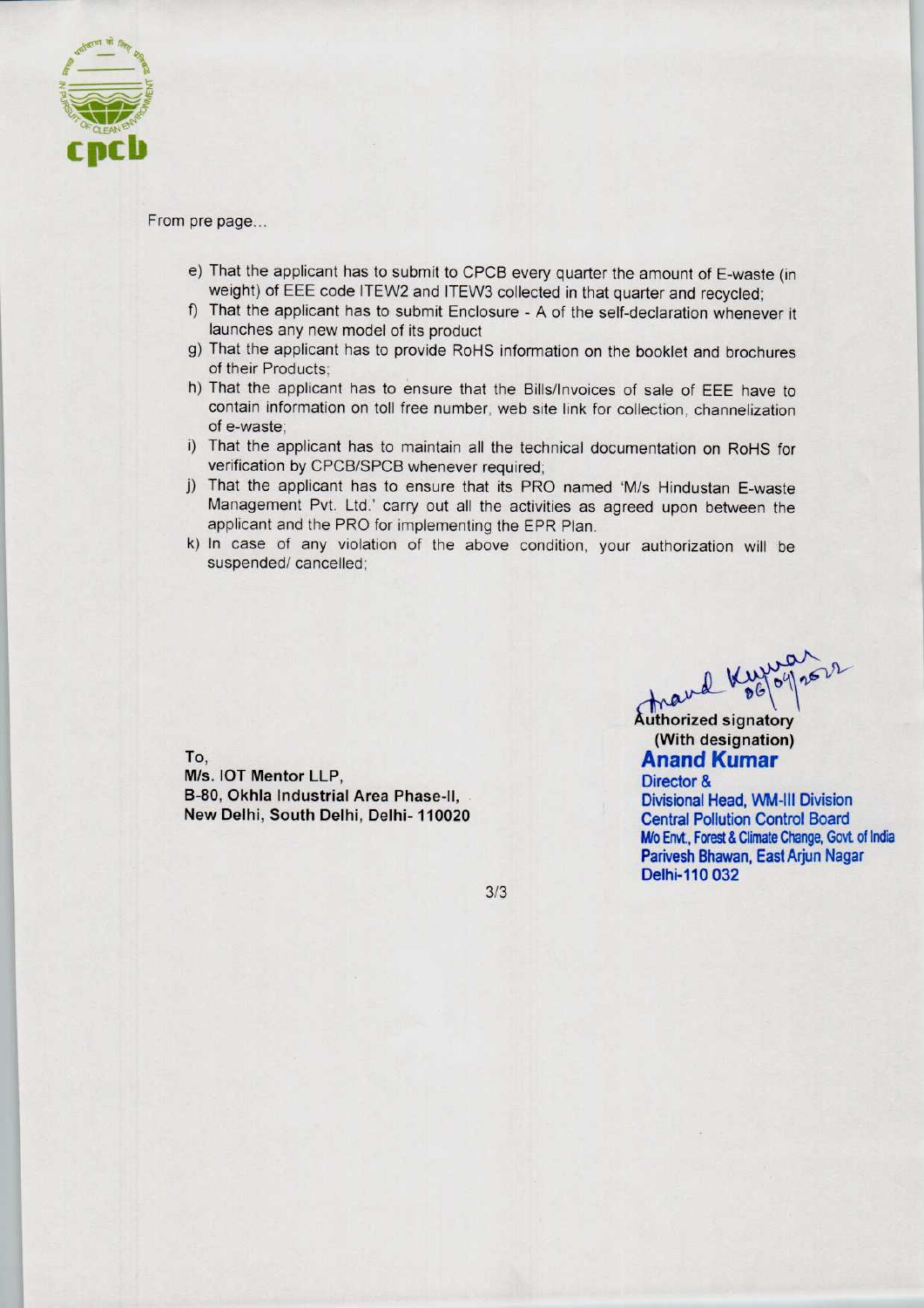From pre page...

e) That the applicant has to submit to CPCB every quarter the amount of E-waste (in weight) of EEE code ITEW2 and ITEW3 collected in that quarter and recycled;
f) That the applicant has to submit Enclosure - A of the self-declaration whenever it launches any new model of its product
g) That the applicant has to provide RoHS information on the booklet and brochures of their Products;
h) That the applicant has to ensure that the Bills/Invoices of sale of EEE have to contain information on toll free number, web site link for collection, channelization of e-waste;
i) That the applicant has to maintain all the technical documentation on RoHS for verification by CPCB/SPCB whenever required;
j) That the applicant has to ensure that its PRO named 'M/s Hindustan E-waste Management Pvt. Ltd.' carry out all the activities as agreed upon between the applicant and the PRO for implementing the EPR Plan.
k) In case of any violation of the above condition, your authorization will be suspended/ cancelled;

Anand Kumar 06/04/2022

Authorized signatory
(With designation)

**Anand Kumar**
Director &
Divisional Head, WM-III Division
Central Pollution Control Board
M/o Envt., Forest & Climate Change, Govt. of India
Parivesh Bhawan, East Arjun Nagar
Delhi-110 032

To,
**M/s. IOT Mentor LLP,**
**B-80, Okhla Industrial Area Phase-II,**
**New Delhi, South Delhi, Delhi- 110020**